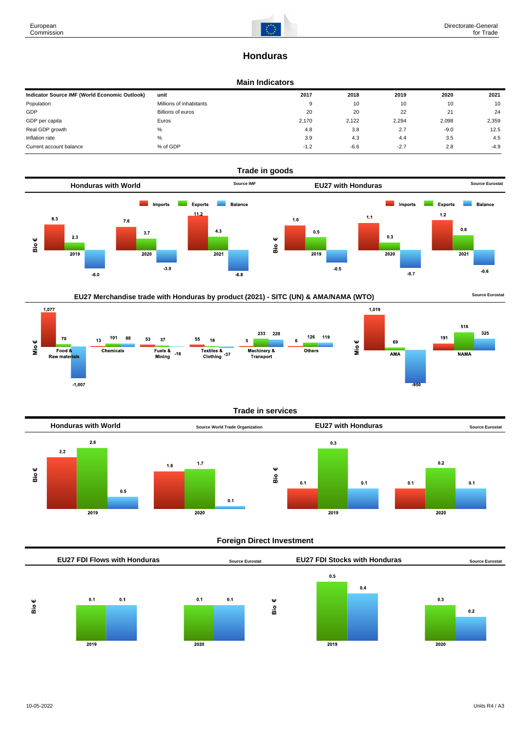# Honduras

## Main Indicators

| Indicator Source IMF (World Economic Outlook) | unit | 2017 | 2018 | 2019 | 2020 | 2021 |
|---|---|---|---|---|---|---|
| Population | Millions of inhabitants | 9 | 10 | 10 | 10 | 10 |
| GDP | Billions of euros | 20 | 20 | 22 | 21 | 24 |
| GDP per capita | Euros | 2,170 | 2,122 | 2,294 | 2,098 | 2,359 |
| Real GDP growth | % | 4.8 | 3.8 | 2.7 | -9.0 | 12.5 |
| Inflation rate | % | 3.9 | 4.3 | 4.4 | 3.5 | 4.5 |
| Current account balance | % of GDP | -1.2 | -6.6 | -2.7 | 2.8 | -4.9 |

## Trade in goods

### Honduras with World

Source IMF

Bio €

| | Imports | Exports | Balance |
|---|---|---|---|
| 2019 | 8.3 | 2.3 | -6.0 |
| 2020 | 7.6 | 3.7 | -3.9 |
| 2021 | 11.2 | 4.3 | -6.8 |

### EU27 with Honduras

Source Eurostat

Bio €

| | Imports | Exports | Balance |
|---|---|---|---|
| 2019 | 1.0 | 0.5 | -0.5 |
| 2020 | 1.1 | 0.3 | -0.7 |
| 2021 | 1.2 | 0.6 | -0.6 |

### EU27 Merchandise trade with Honduras by product (2021) - SITC (UN) & AMA/NAMA (WTO)

Source Eurostat

Mio €

| | Imports | Exports | Balance |
|---|---|---|---|
| Food & Raw materials | 1,077 | 70 | -1,007 |
| Chemicals | 13 | 101 | 88 |
| Fuels & Mining | 53 | 37 | -16 |
| Textiles & Clothing | 55 | 18 | -37 |
| Machinery & Transport | 5 | 233 | 228 |
| Others | 6 | 126 | 119 |

Mio €

| | Imports | Exports | Balance |
|---|---|---|---|
| AMA | 1,019 | 69 | -950 |
| NAMA | 191 | 516 | 325 |

## Trade in services

### Honduras with World

Source World Trade Organization

Bio €

| | Imports | Exports | Balance |
|---|---|---|---|
| 2019 | 2.2 | 2.6 | 0.5 |
| 2020 | 1.6 | 1.7 | 0.1 |

### EU27 with Honduras

Source Eurostat

Bio €

| | Imports | Exports | Balance |
|---|---|---|---|
| 2019 | 0.1 | 0.3 | 0.1 |
| 2020 | 0.1 | 0.2 | 0.1 |

## Foreign Direct Investment

### EU27 FDI Flows with Honduras

Source Eurostat

Bio €

| | | |
|---|---|---|
| 2019 | 0.1 | 0.1 |
| 2020 | 0.1 | 0.1 |

### EU27 FDI Stocks with Honduras

Source Eurostat

Bio €

| | | |
|---|---|---|
| 2019 | 0.5 | 0.4 |
| 2020 | 0.3 | 0.2 |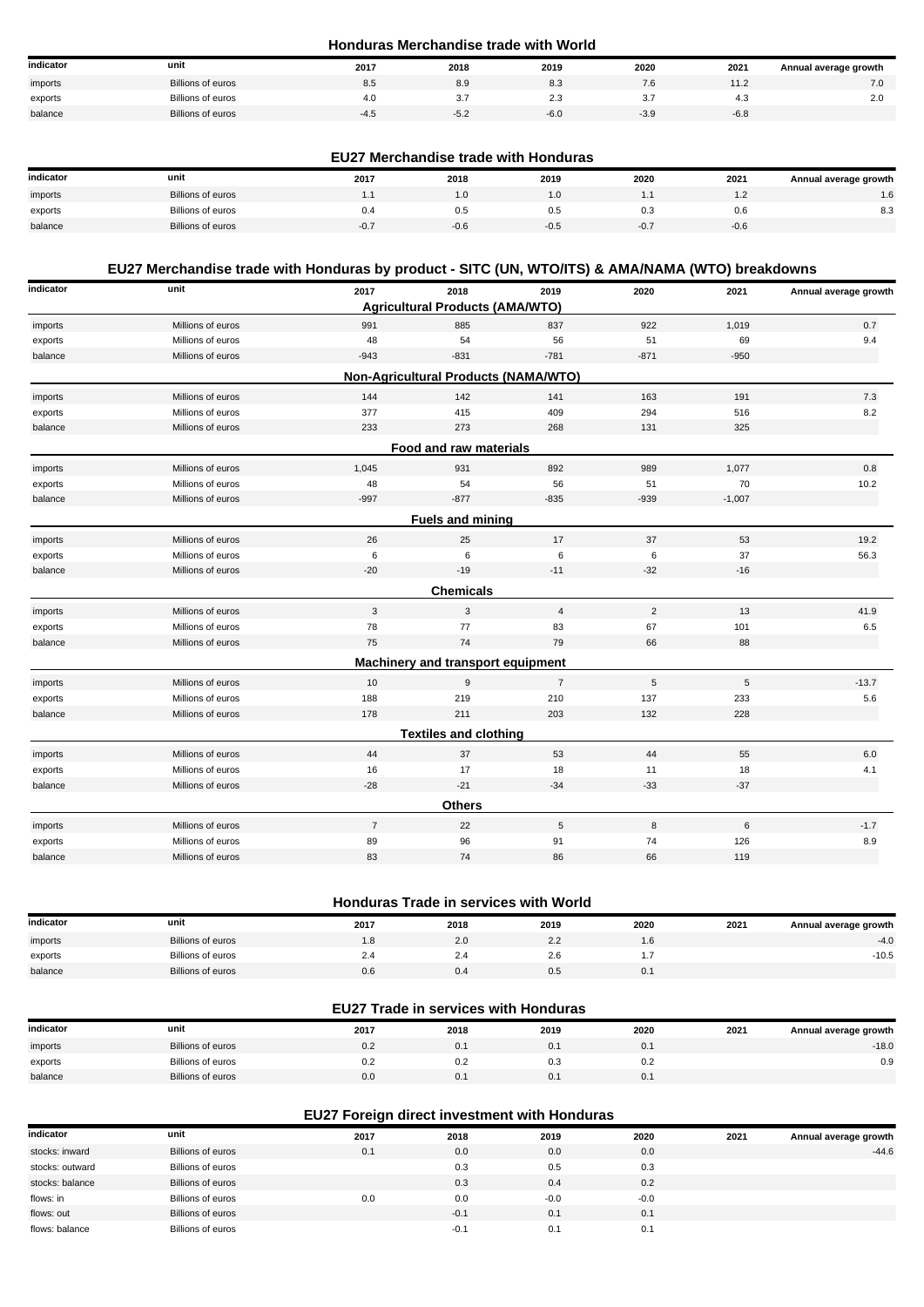## Honduras Merchandise trade with World

| indicator | unit | 2017 | 2018 | 2019 | 2020 | 2021 | Annual average growth |
|---|---|---|---|---|---|---|---|
| imports | Billions of euros | 8.5 | 8.9 | 8.3 | 7.6 | 11.2 | 7.0 |
| exports | Billions of euros | 4.0 | 3.7 | 2.3 | 3.7 | 4.3 | 2.0 |
| balance | Billions of euros | -4.5 | -5.2 | -6.0 | -3.9 | -6.8 | |

## EU27 Merchandise trade with Honduras

| indicator | unit | 2017 | 2018 | 2019 | 2020 | 2021 | Annual average growth |
|---|---|---|---|---|---|---|---|
| imports | Billions of euros | 1.1 | 1.0 | 1.0 | 1.1 | 1.2 | 1.6 |
| exports | Billions of euros | 0.4 | 0.5 | 0.5 | 0.3 | 0.6 | 8.3 |
| balance | Billions of euros | -0.7 | -0.6 | -0.5 | -0.7 | -0.6 | |

## EU27 Merchandise trade with Honduras by product - SITC (UN, WTO/ITS) & AMA/NAMA (WTO) breakdowns

| indicator | unit | 2017 | 2018 | 2019 | 2020 | 2021 | Annual average growth |
|---|---|---|---|---|---|---|---|
| | | | **Agricultural Products (AMA/WTO)** | | | | |
| imports | Millions of euros | 991 | 885 | 837 | 922 | 1,019 | 0.7 |
| exports | Millions of euros | 48 | 54 | 56 | 51 | 69 | 9.4 |
| balance | Millions of euros | -943 | -831 | -781 | -871 | -950 | |
| | | | **Non-Agricultural Products (NAMA/WTO)** | | | | |
| imports | Millions of euros | 144 | 142 | 141 | 163 | 191 | 7.3 |
| exports | Millions of euros | 377 | 415 | 409 | 294 | 516 | 8.2 |
| balance | Millions of euros | 233 | 273 | 268 | 131 | 325 | |
| | | | **Food and raw materials** | | | | |
| imports | Millions of euros | 1,045 | 931 | 892 | 989 | 1,077 | 0.8 |
| exports | Millions of euros | 48 | 54 | 56 | 51 | 70 | 10.2 |
| balance | Millions of euros | -997 | -877 | -835 | -939 | -1,007 | |
| | | | **Fuels and mining** | | | | |
| imports | Millions of euros | 26 | 25 | 17 | 37 | 53 | 19.2 |
| exports | Millions of euros | 6 | 6 | 6 | 6 | 37 | 56.3 |
| balance | Millions of euros | -20 | -19 | -11 | -32 | -16 | |
| | | | **Chemicals** | | | | |
| imports | Millions of euros | 3 | 3 | 4 | 2 | 13 | 41.9 |
| exports | Millions of euros | 78 | 77 | 83 | 67 | 101 | 6.5 |
| balance | Millions of euros | 75 | 74 | 79 | 66 | 88 | |
| | | | **Machinery and transport equipment** | | | | |
| imports | Millions of euros | 10 | 9 | 7 | 5 | 5 | -13.7 |
| exports | Millions of euros | 188 | 219 | 210 | 137 | 233 | 5.6 |
| balance | Millions of euros | 178 | 211 | 203 | 132 | 228 | |
| | | | **Textiles and clothing** | | | | |
| imports | Millions of euros | 44 | 37 | 53 | 44 | 55 | 6.0 |
| exports | Millions of euros | 16 | 17 | 18 | 11 | 18 | 4.1 |
| balance | Millions of euros | -28 | -21 | -34 | -33 | -37 | |
| | | | **Others** | | | | |
| imports | Millions of euros | 7 | 22 | 5 | 8 | 6 | -1.7 |
| exports | Millions of euros | 89 | 96 | 91 | 74 | 126 | 8.9 |
| balance | Millions of euros | 83 | 74 | 86 | 66 | 119 | |

## Honduras Trade in services with World

| indicator | unit | 2017 | 2018 | 2019 | 2020 | 2021 | Annual average growth |
|---|---|---|---|---|---|---|---|
| imports | Billions of euros | 1.8 | 2.0 | 2.2 | 1.6 | | -4.0 |
| exports | Billions of euros | 2.4 | 2.4 | 2.6 | 1.7 | | -10.5 |
| balance | Billions of euros | 0.6 | 0.4 | 0.5 | 0.1 | | |

## EU27 Trade in services with Honduras

| indicator | unit | 2017 | 2018 | 2019 | 2020 | 2021 | Annual average growth |
|---|---|---|---|---|---|---|---|
| imports | Billions of euros | 0.2 | 0.1 | 0.1 | 0.1 | | -18.0 |
| exports | Billions of euros | 0.2 | 0.2 | 0.3 | 0.2 | | 0.9 |
| balance | Billions of euros | 0.0 | 0.1 | 0.1 | 0.1 | | |

## EU27 Foreign direct investment with Honduras

| indicator | unit | 2017 | 2018 | 2019 | 2020 | 2021 | Annual average growth |
|---|---|---|---|---|---|---|---|
| stocks: inward | Billions of euros | 0.1 | 0.0 | 0.0 | 0.0 | | -44.6 |
| stocks: outward | Billions of euros | | 0.3 | 0.5 | 0.3 | | |
| stocks: balance | Billions of euros | | 0.3 | 0.4 | 0.2 | | |
| flows: in | Billions of euros | 0.0 | 0.0 | -0.0 | -0.0 | | |
| flows: out | Billions of euros | | -0.1 | 0.1 | 0.1 | | |
| flows: balance | Billions of euros | | -0.1 | 0.1 | 0.1 | | |